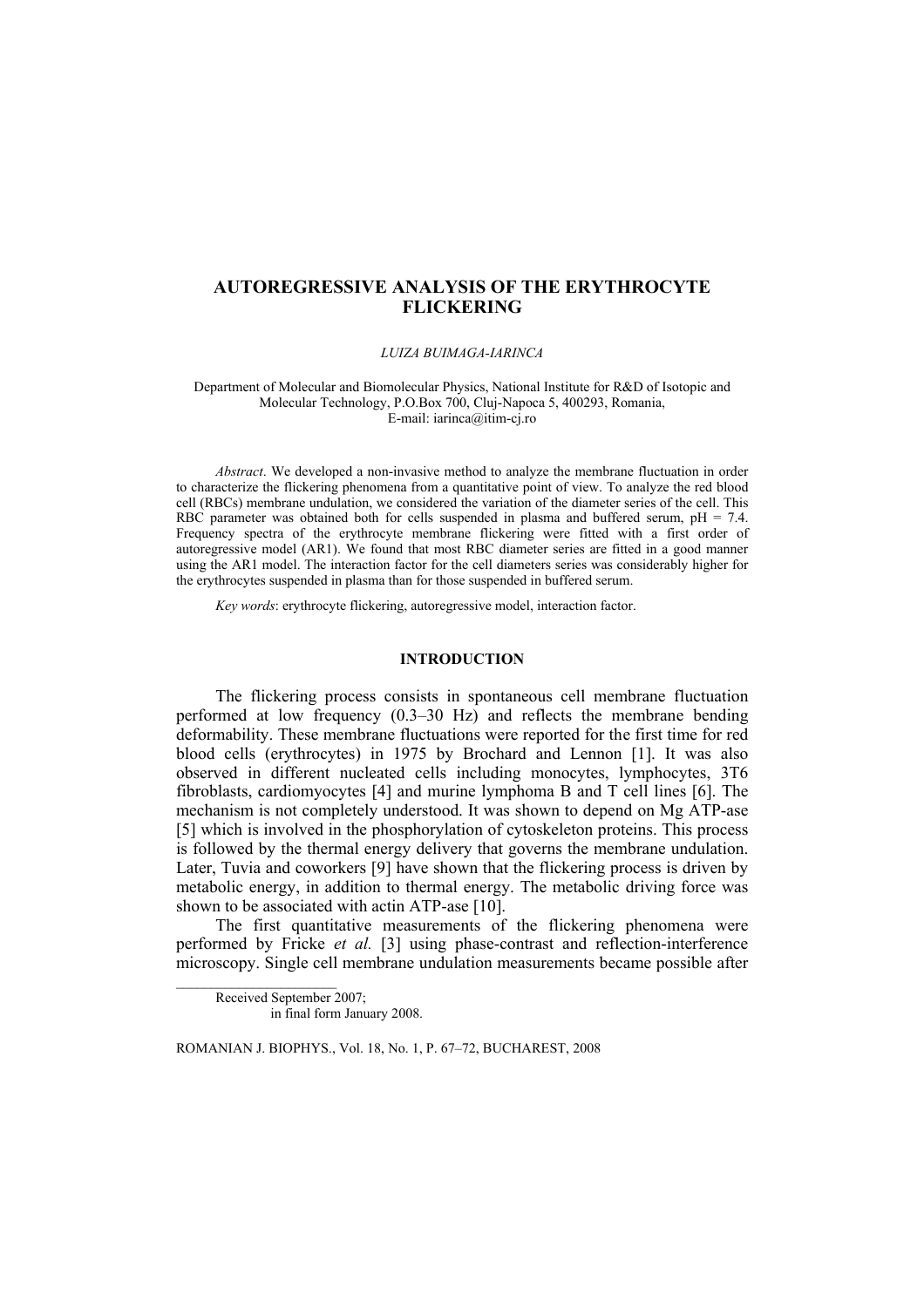# AUTOREGRESSIVE ANALYSIS OF THE ERYTHROCYTE FLICKERING

*LUIZA BUIMAGA-IARINCA*

Department of Molecular and Biomolecular Physics, National Institute for R&D of Isotopic and Molecular Technology, P.O.Box 700, Cluj-Napoca 5, 400293, Romania,
E-mail: iarinca@itim-cj.ro

*Abstract*. We developed a non-invasive method to analyze the membrane fluctuation in order to characterize the flickering phenomena from a quantitative point of view. To analyze the red blood cell (RBCs) membrane undulation, we considered the variation of the diameter series of the cell. This RBC parameter was obtained both for cells suspended in plasma and buffered serum, pH = 7.4. Frequency spectra of the erythrocyte membrane flickering were fitted with a first order of autoregressive model (AR1). We found that most RBC diameter series are fitted in a good manner using the AR1 model. The interaction factor for the cell diameters series was considerably higher for the erythrocytes suspended in plasma than for those suspended in buffered serum.

*Key words*: erythrocyte flickering, autoregressive model, interaction factor.

## INTRODUCTION

The flickering process consists in spontaneous cell membrane fluctuation performed at low frequency (0.3–30 Hz) and reflects the membrane bending deformability. These membrane fluctuations were reported for the first time for red blood cells (erythrocytes) in 1975 by Brochard and Lennon [1]. It was also observed in different nucleated cells including monocytes, lymphocytes, 3T6 fibroblasts, cardiomyocytes [4] and murine lymphoma B and T cell lines [6]. The mechanism is not completely understood. It was shown to depend on Mg ATP-ase [5] which is involved in the phosphorylation of cytoskeleton proteins. This process is followed by the thermal energy delivery that governs the membrane undulation. Later, Tuvia and coworkers [9] have shown that the flickering process is driven by metabolic energy, in addition to thermal energy. The metabolic driving force was shown to be associated with actin ATP-ase [10].

The first quantitative measurements of the flickering phenomena were performed by Fricke *et al.* [3] using phase-contrast and reflection-interference microscopy. Single cell membrane undulation measurements became possible after

Received September 2007;
in final form January 2008.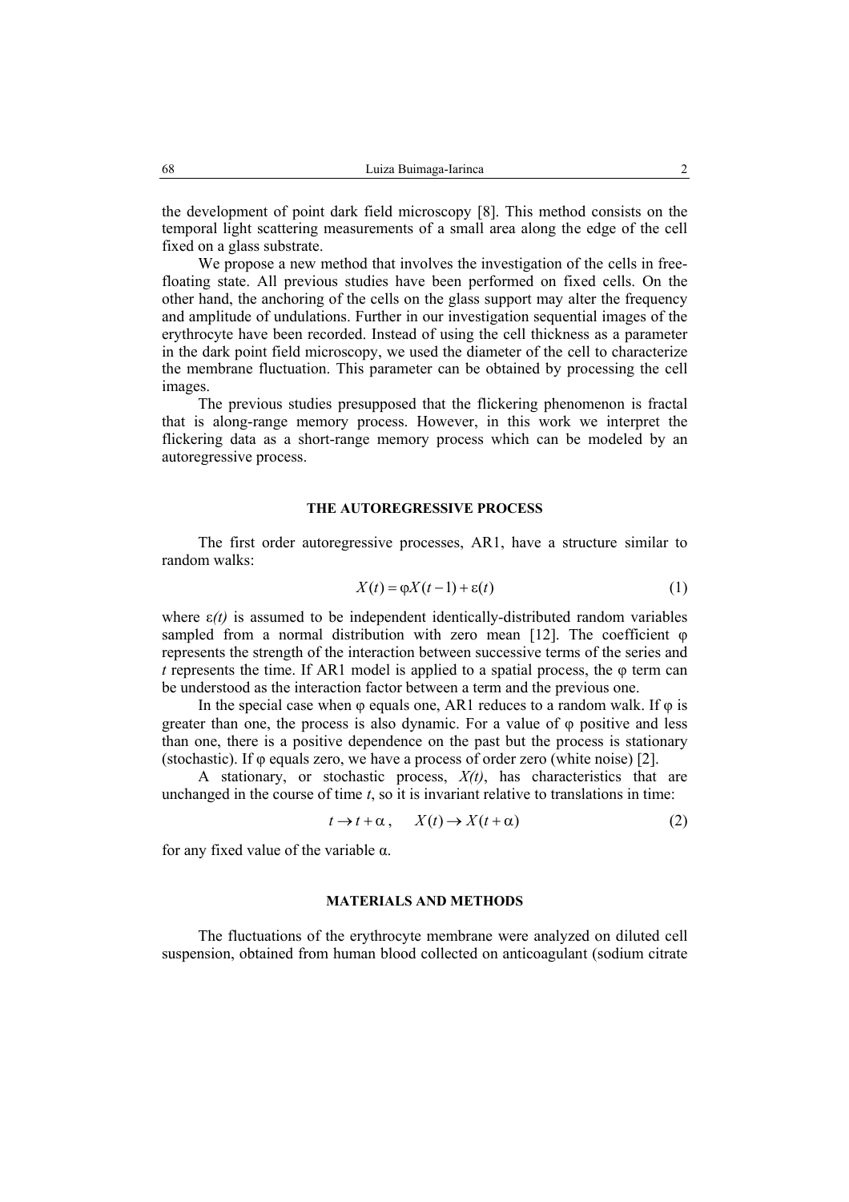the development of point dark field microscopy [8]. This method consists on the temporal light scattering measurements of a small area along the edge of the cell fixed on a glass substrate.

We propose a new method that involves the investigation of the cells in free-floating state. All previous studies have been performed on fixed cells. On the other hand, the anchoring of the cells on the glass support may alter the frequency and amplitude of undulations. Further in our investigation sequential images of the erythrocyte have been recorded. Instead of using the cell thickness as a parameter in the dark point field microscopy, we used the diameter of the cell to characterize the membrane fluctuation. This parameter can be obtained by processing the cell images.

The previous studies presupposed that the flickering phenomenon is fractal that is along-range memory process. However, in this work we interpret the flickering data as a short-range memory process which can be modeled by an autoregressive process.

## THE AUTOREGRESSIVE PROCESS

The first order autoregressive processes, AR1, have a structure similar to random walks:

$$X(t) = \varphi X(t-1) + \varepsilon(t) \tag{1}$$

where $\varepsilon(t)$ is assumed to be independent identically-distributed random variables sampled from a normal distribution with zero mean [12]. The coefficient $\varphi$ represents the strength of the interaction between successive terms of the series and $t$ represents the time. If AR1 model is applied to a spatial process, the $\varphi$ term can be understood as the interaction factor between a term and the previous one.

In the special case when $\varphi$ equals one, AR1 reduces to a random walk. If $\varphi$ is greater than one, the process is also dynamic. For a value of $\varphi$ positive and less than one, there is a positive dependence on the past but the process is stationary (stochastic). If $\varphi$ equals zero, we have a process of order zero (white noise) [2].

A stationary, or stochastic process, $X(t)$, has characteristics that are unchanged in the course of time $t$, so it is invariant relative to translations in time:

$$t \to t + \alpha, \quad X(t) \to X(t + \alpha) \tag{2}$$

for any fixed value of the variable $\alpha$.

## MATERIALS AND METHODS

The fluctuations of the erythrocyte membrane were analyzed on diluted cell suspension, obtained from human blood collected on anticoagulant (sodium citrate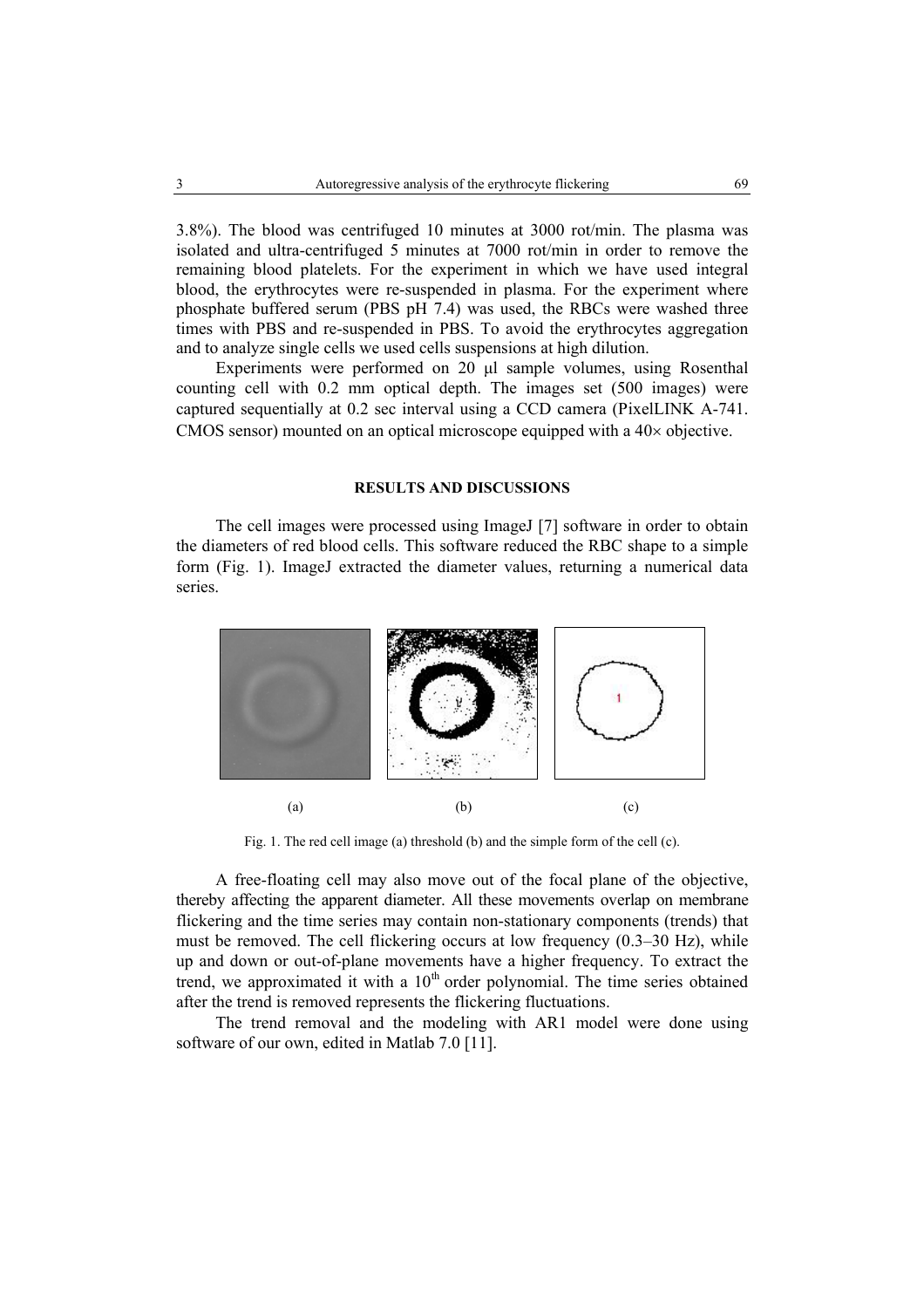3.8%). The blood was centrifuged 10 minutes at 3000 rot/min. The plasma was isolated and ultra-centrifuged 5 minutes at 7000 rot/min in order to remove the remaining blood platelets. For the experiment in which we have used integral blood, the erythrocytes were re-suspended in plasma. For the experiment where phosphate buffered serum (PBS pH 7.4) was used, the RBCs were washed three times with PBS and re-suspended in PBS. To avoid the erythrocytes aggregation and to analyze single cells we used cells suspensions at high dilution.

Experiments were performed on 20 μl sample volumes, using Rosenthal counting cell with 0.2 mm optical depth. The images set (500 images) were captured sequentially at 0.2 sec interval using a CCD camera (PixelLINK A-741. CMOS sensor) mounted on an optical microscope equipped with a 40× objective.

## RESULTS AND DISCUSSIONS

The cell images were processed using ImageJ [7] software in order to obtain the diameters of red blood cells. This software reduced the RBC shape to a simple form (Fig. 1). ImageJ extracted the diameter values, returning a numerical data series.

(a) (b) (c)

Fig. 1. The red cell image (a) threshold (b) and the simple form of the cell (c).

A free-floating cell may also move out of the focal plane of the objective, thereby affecting the apparent diameter. All these movements overlap on membrane flickering and the time series may contain non-stationary components (trends) that must be removed. The cell flickering occurs at low frequency (0.3–30 Hz), while up and down or out-of-plane movements have a higher frequency. To extract the trend, we approximated it with a $10^{th}$ order polynomial. The time series obtained after the trend is removed represents the flickering fluctuations.

The trend removal and the modeling with AR1 model were done using software of our own, edited in Matlab 7.0 [11].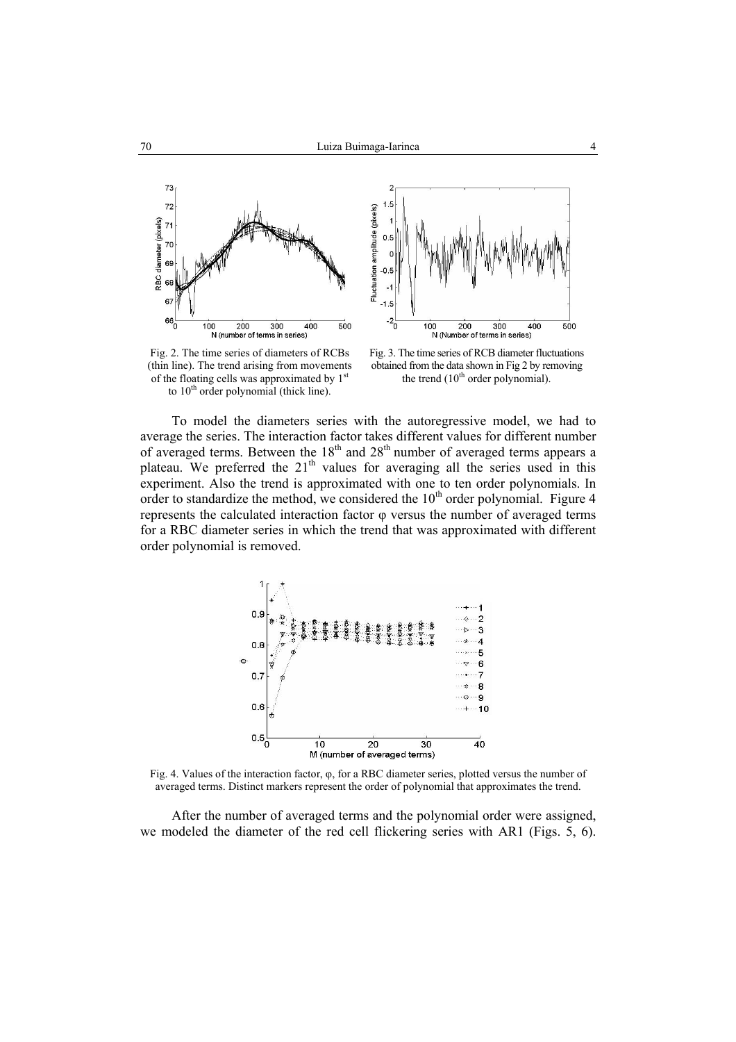Fig. 2. The time series of diameters of RCBs (thin line). The trend arising from movements of the floating cells was approximated by $1^{st}$ to $10^{th}$ order polynomial (thick line).

Fig. 3. The time series of RCB diameter fluctuations obtained from the data shown in Fig 2 by removing the trend ($10^{th}$ order polynomial).

To model the diameters series with the autoregressive model, we had to average the series. The interaction factor takes different values for different number of averaged terms. Between the $18^{th}$ and $28^{th}$ number of averaged terms appears a plateau. We preferred the $21^{th}$ values for averaging all the series used in this experiment. Also the trend is approximated with one to ten order polynomials. In order to standardize the method, we considered the $10^{th}$ order polynomial. Figure 4 represents the calculated interaction factor $\varphi$ versus the number of averaged terms for a RBC diameter series in which the trend that was approximated with different order polynomial is removed.

Fig. 4. Values of the interaction factor, $\varphi$, for a RBC diameter series, plotted versus the number of averaged terms. Distinct markers represent the order of polynomial that approximates the trend.

After the number of averaged terms and the polynomial order were assigned, we modeled the diameter of the red cell flickering series with AR1 (Figs. 5, 6).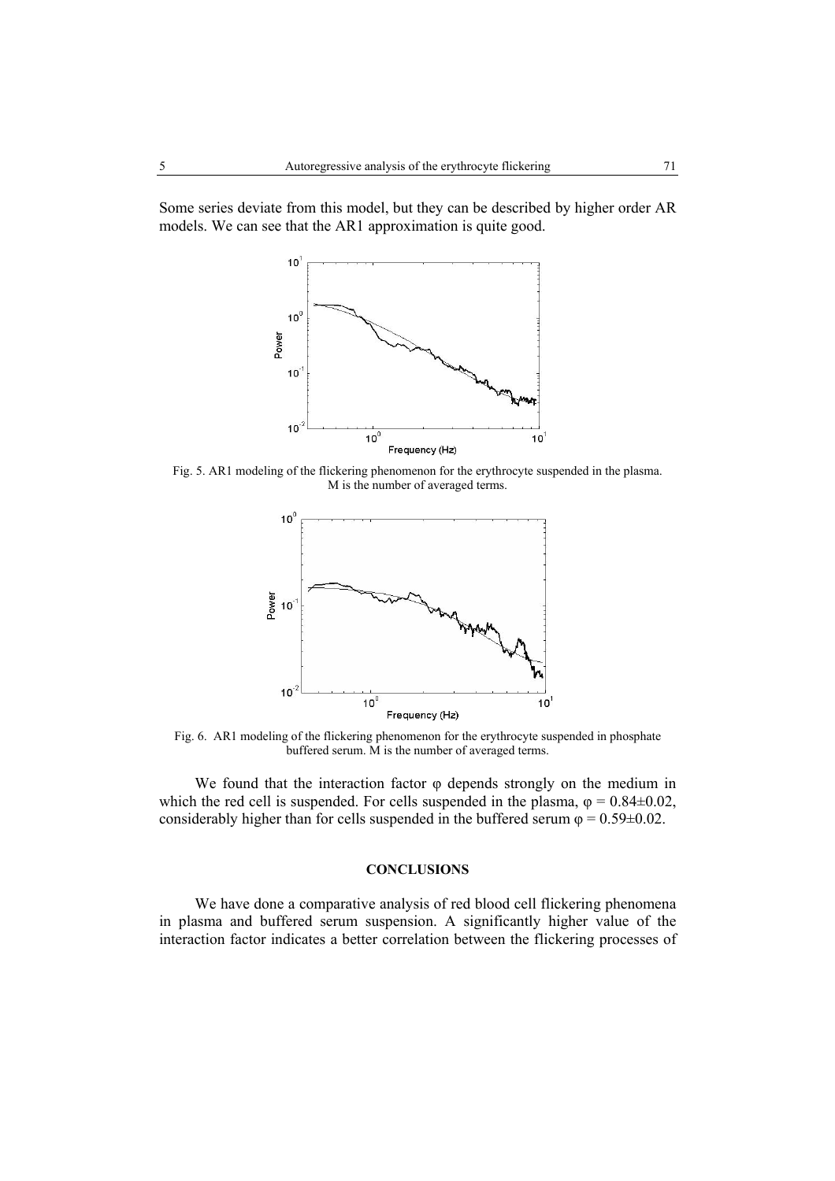Some series deviate from this model, but they can be described by higher order AR models. We can see that the AR1 approximation is quite good.

Fig. 5. AR1 modeling of the flickering phenomenon for the erythrocyte suspended in the plasma. M is the number of averaged terms.

Fig. 6. AR1 modeling of the flickering phenomenon for the erythrocyte suspended in phosphate buffered serum. M is the number of averaged terms.

We found that the interaction factor $\varphi$ depends strongly on the medium in which the red cell is suspended. For cells suspended in the plasma, $\varphi = 0.84 \pm 0.02$, considerably higher than for cells suspended in the buffered serum $\varphi = 0.59 \pm 0.02$.

## CONCLUSIONS

We have done a comparative analysis of red blood cell flickering phenomena in plasma and buffered serum suspension. A significantly higher value of the interaction factor indicates a better correlation between the flickering processes of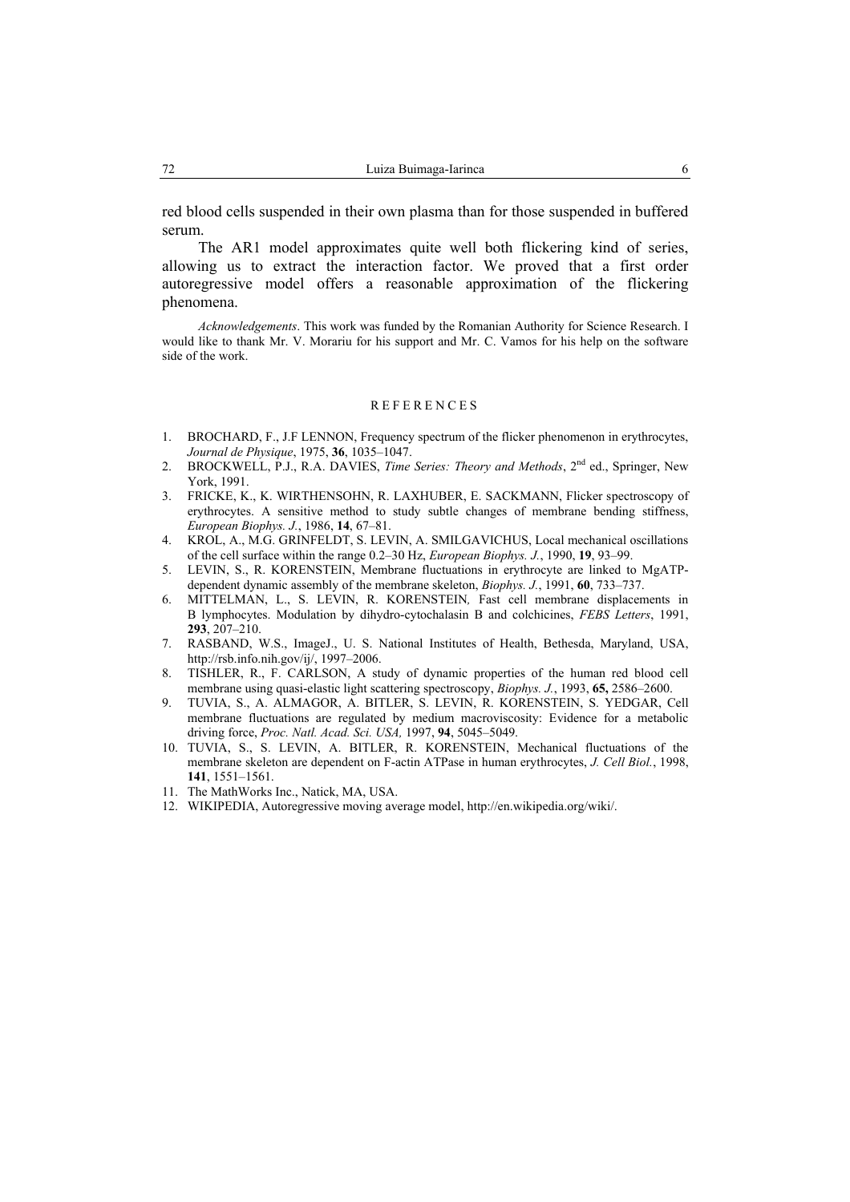red blood cells suspended in their own plasma than for those suspended in buffered serum.

The AR1 model approximates quite well both flickering kind of series, allowing us to extract the interaction factor. We proved that a first order autoregressive model offers a reasonable approximation of the flickering phenomena.

*Acknowledgements*. This work was funded by the Romanian Authority for Science Research. I would like to thank Mr. V. Morariu for his support and Mr. C. Vamos for his help on the software side of the work.

## REFERENCES

1. BROCHARD, F., J.F LENNON, Frequency spectrum of the flicker phenomenon in erythrocytes, *Journal de Physique*, 1975, **36**, 1035–1047.
2. BROCKWELL, P.J., R.A. DAVIES, *Time Series: Theory and Methods*, 2nd ed., Springer, New York, 1991.
3. FRICKE, K., K. WIRTHENSOHN, R. LAXHUBER, E. SACKMANN, Flicker spectroscopy of erythrocytes. A sensitive method to study subtle changes of membrane bending stiffness, *European Biophys. J.*, 1986, **14**, 67–81.
4. KROL, A., M.G. GRINFELDT, S. LEVIN, A. SMILGAVICHUS, Local mechanical oscillations of the cell surface within the range 0.2–30 Hz, *European Biophys. J.*, 1990, **19**, 93–99.
5. LEVIN, S., R. KORENSTEIN, Membrane fluctuations in erythrocyte are linked to MgATP-dependent dynamic assembly of the membrane skeleton, *Biophys. J.*, 1991, **60**, 733–737.
6. MITTELMAN, L., S. LEVIN, R. KORENSTEIN, Fast cell membrane displacements in B lymphocytes. Modulation by dihydro-cytochalasin B and colchicines, *FEBS Letters*, 1991, **293**, 207–210.
7. RASBAND, W.S., ImageJ., U. S. National Institutes of Health, Bethesda, Maryland, USA, http://rsb.info.nih.gov/ij/, 1997–2006.
8. TISHLER, R., F. CARLSON, A study of dynamic properties of the human red blood cell membrane using quasi-elastic light scattering spectroscopy, *Biophys. J.*, 1993, **65,** 2586–2600.
9. TUVIA, S., A. ALMAGOR, A. BITLER, S. LEVIN, R. KORENSTEIN, S. YEDGAR, Cell membrane fluctuations are regulated by medium macroviscosity: Evidence for a metabolic driving force, *Proc. Natl. Acad. Sci. USA,* 1997, **94**, 5045–5049.
10. TUVIA, S., S. LEVIN, A. BITLER, R. KORENSTEIN, Mechanical fluctuations of the membrane skeleton are dependent on F-actin ATPase in human erythrocytes, *J. Cell Biol.*, 1998, **141**, 1551–1561.
11. The MathWorks Inc., Natick, MA, USA.
12. WIKIPEDIA, Autoregressive moving average model, http://en.wikipedia.org/wiki/.